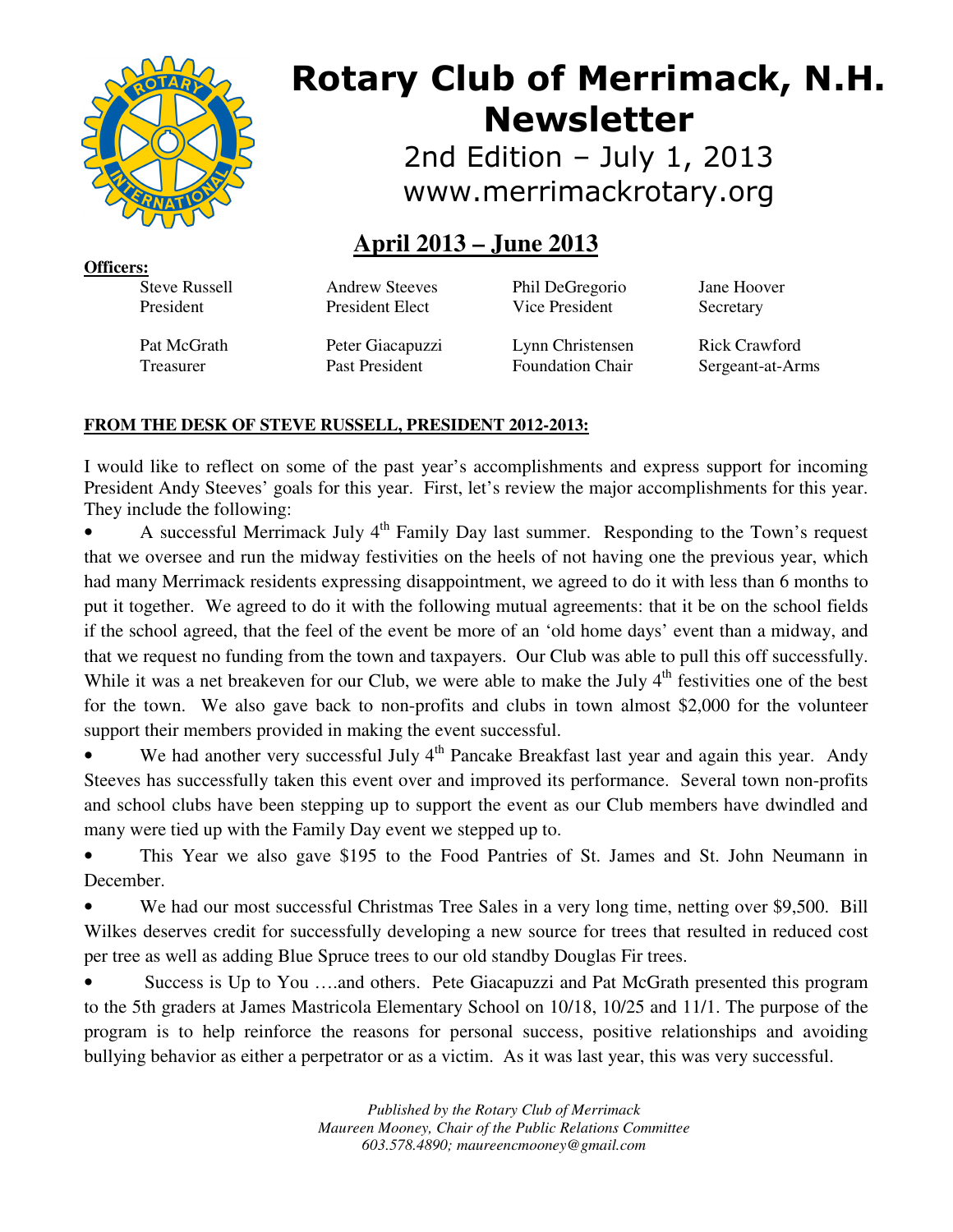# Rotary Club of Merrimack, N.H. Newsletter

2nd Edition – July 1, 2013

www.merrimackrotary.org

## April 2013 – June 2013

**Officers:**

| | | | |
|---|---|---|---|
| Steve Russell<br>President | Andrew Steeves<br>President Elect | Phil DeGregorio<br>Vice President | Jane Hoover<br>Secretary |
| Pat McGrath<br>Treasurer | Peter Giacapuzzi<br>Past President | Lynn Christensen<br>Foundation Chair | Rick Crawford<br>Sergeant-at-Arms |

**FROM THE DESK OF STEVE RUSSELL, PRESIDENT 2012-2013:**

I would like to reflect on some of the past year's accomplishments and express support for incoming President Andy Steeves' goals for this year. First, let's review the major accomplishments for this year. They include the following:

- A successful Merrimack July 4th Family Day last summer. Responding to the Town's request that we oversee and run the midway festivities on the heels of not having one the previous year, which had many Merrimack residents expressing disappointment, we agreed to do it with less than 6 months to put it together. We agreed to do it with the following mutual agreements: that it be on the school fields if the school agreed, that the feel of the event be more of an 'old home days' event than a midway, and that we request no funding from the town and taxpayers. Our Club was able to pull this off successfully. While it was a net breakeven for our Club, we were able to make the July 4th festivities one of the best for the town. We also gave back to non-profits and clubs in town almost $2,000 for the volunteer support their members provided in making the event successful.
- We had another very successful July 4th Pancake Breakfast last year and again this year. Andy Steeves has successfully taken this event over and improved its performance. Several town non-profits and school clubs have been stepping up to support the event as our Club members have dwindled and many were tied up with the Family Day event we stepped up to.
- This Year we also gave $195 to the Food Pantries of St. James and St. John Neumann in December.
- We had our most successful Christmas Tree Sales in a very long time, netting over $9,500. Bill Wilkes deserves credit for successfully developing a new source for trees that resulted in reduced cost per tree as well as adding Blue Spruce trees to our old standby Douglas Fir trees.
- Success is Up to You ….and others. Pete Giacapuzzi and Pat McGrath presented this program to the 5th graders at James Mastricola Elementary School on 10/18, 10/25 and 11/1. The purpose of the program is to help reinforce the reasons for personal success, positive relationships and avoiding bullying behavior as either a perpetrator or as a victim. As it was last year, this was very successful.

*Published by the Rotary Club of Merrimack*
*Maureen Mooney, Chair of the Public Relations Committee*
*603.578.4890; maureencmooney@gmail.com*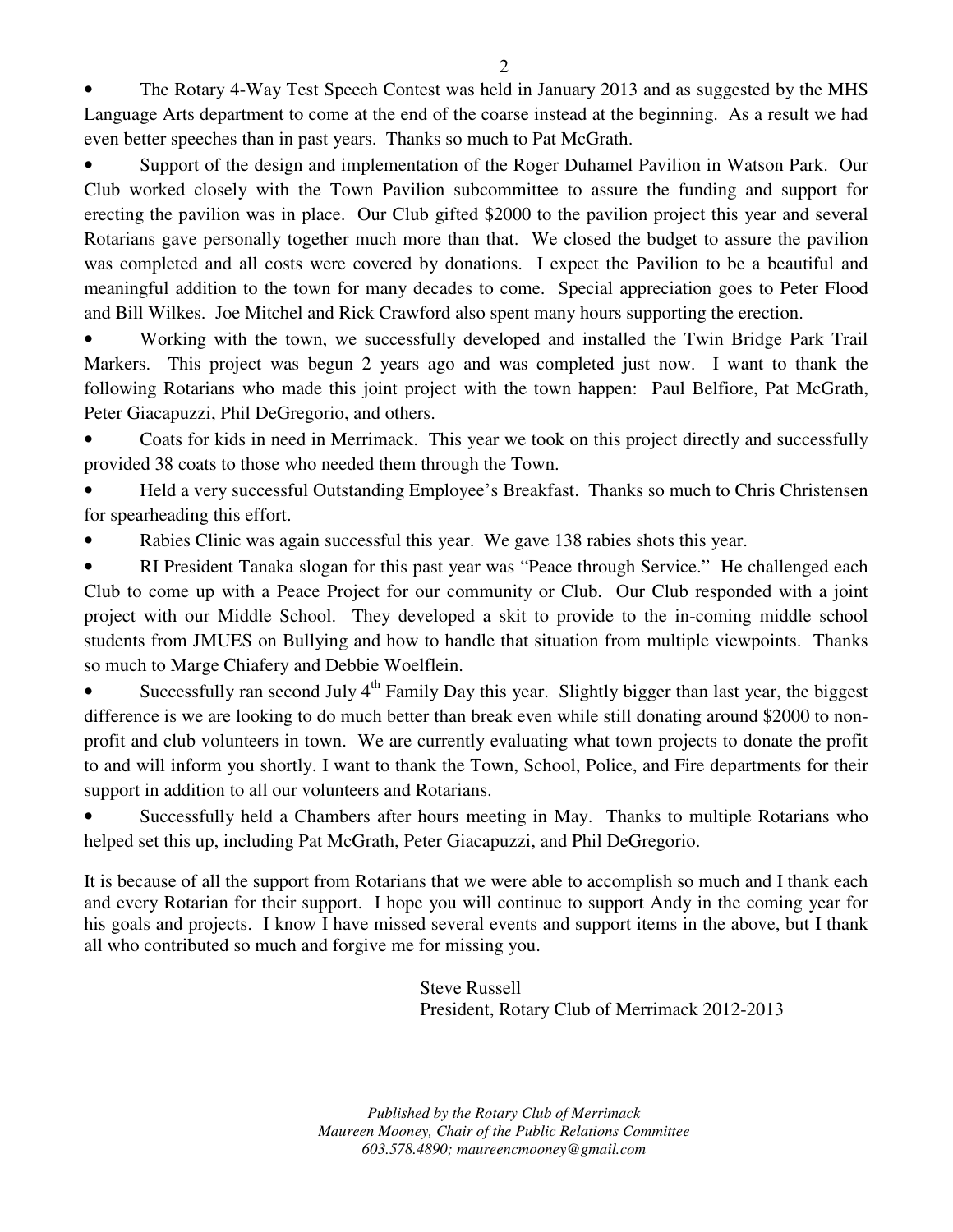- The Rotary 4-Way Test Speech Contest was held in January 2013 and as suggested by the MHS Language Arts department to come at the end of the coarse instead at the beginning. As a result we had even better speeches than in past years. Thanks so much to Pat McGrath.
- Support of the design and implementation of the Roger Duhamel Pavilion in Watson Park. Our Club worked closely with the Town Pavilion subcommittee to assure the funding and support for erecting the pavilion was in place. Our Club gifted $2000 to the pavilion project this year and several Rotarians gave personally together much more than that. We closed the budget to assure the pavilion was completed and all costs were covered by donations. I expect the Pavilion to be a beautiful and meaningful addition to the town for many decades to come. Special appreciation goes to Peter Flood and Bill Wilkes. Joe Mitchel and Rick Crawford also spent many hours supporting the erection.
- Working with the town, we successfully developed and installed the Twin Bridge Park Trail Markers. This project was begun 2 years ago and was completed just now. I want to thank the following Rotarians who made this joint project with the town happen: Paul Belfiore, Pat McGrath, Peter Giacapuzzi, Phil DeGregorio, and others.
- Coats for kids in need in Merrimack. This year we took on this project directly and successfully provided 38 coats to those who needed them through the Town.
- Held a very successful Outstanding Employee's Breakfast. Thanks so much to Chris Christensen for spearheading this effort.
- Rabies Clinic was again successful this year. We gave 138 rabies shots this year.
- RI President Tanaka slogan for this past year was "Peace through Service." He challenged each Club to come up with a Peace Project for our community or Club. Our Club responded with a joint project with our Middle School. They developed a skit to provide to the in-coming middle school students from JMUES on Bullying and how to handle that situation from multiple viewpoints. Thanks so much to Marge Chiafery and Debbie Woelflein.
- Successfully ran second July 4th Family Day this year. Slightly bigger than last year, the biggest difference is we are looking to do much better than break even while still donating around $2000 to non-profit and club volunteers in town. We are currently evaluating what town projects to donate the profit to and will inform you shortly. I want to thank the Town, School, Police, and Fire departments for their support in addition to all our volunteers and Rotarians.
- Successfully held a Chambers after hours meeting in May. Thanks to multiple Rotarians who helped set this up, including Pat McGrath, Peter Giacapuzzi, and Phil DeGregorio.

It is because of all the support from Rotarians that we were able to accomplish so much and I thank each and every Rotarian for their support. I hope you will continue to support Andy in the coming year for his goals and projects. I know I have missed several events and support items in the above, but I thank all who contributed so much and forgive me for missing you.

Steve Russell
President, Rotary Club of Merrimack 2012-2013

*Published by the Rotary Club of Merrimack*
*Maureen Mooney, Chair of the Public Relations Committee*
*603.578.4890; maureencmooney@gmail.com*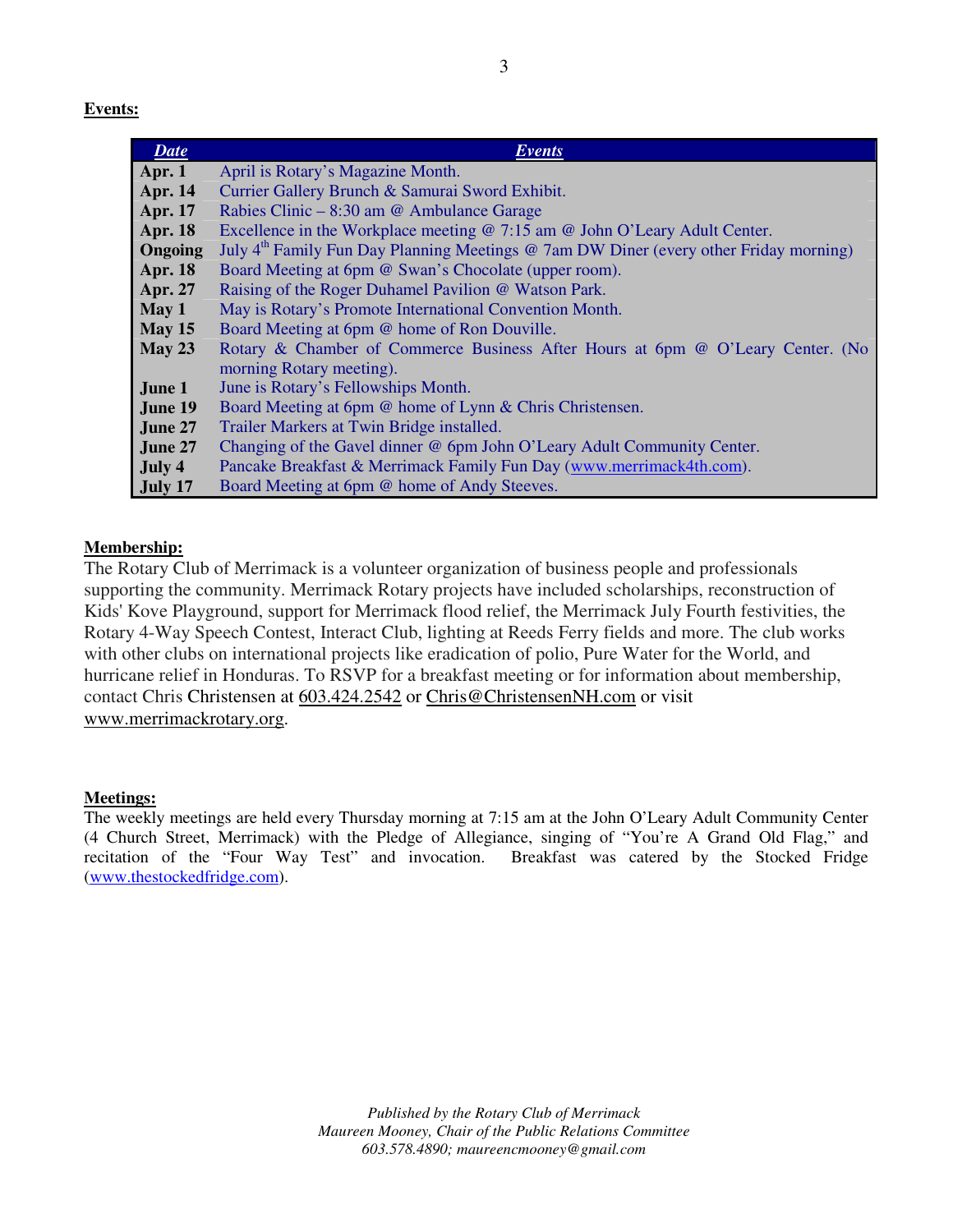**Events:**

| *Date* | *Events* |
|---|---|
| **Apr. 1** | April is Rotary's Magazine Month. |
| **Apr. 14** | Currier Gallery Brunch & Samurai Sword Exhibit. |
| **Apr. 17** | Rabies Clinic – 8:30 am @ Ambulance Garage |
| **Apr. 18** | Excellence in the Workplace meeting @ 7:15 am @ John O'Leary Adult Center. |
| **Ongoing** | July 4th Family Fun Day Planning Meetings @ 7am DW Diner (every other Friday morning) |
| **Apr. 18** | Board Meeting at 6pm @ Swan's Chocolate (upper room). |
| **Apr. 27** | Raising of the Roger Duhamel Pavilion @ Watson Park. |
| **May 1** | May is Rotary's Promote International Convention Month. |
| **May 15** | Board Meeting at 6pm @ home of Ron Douville. |
| **May 23** | Rotary & Chamber of Commerce Business After Hours at 6pm @ O'Leary Center. (No morning Rotary meeting). |
| **June 1** | June is Rotary's Fellowships Month. |
| **June 19** | Board Meeting at 6pm @ home of Lynn & Chris Christensen. |
| **June 27** | Trailer Markers at Twin Bridge installed. |
| **June 27** | Changing of the Gavel dinner @ 6pm John O'Leary Adult Community Center. |
| **July 4** | Pancake Breakfast & Merrimack Family Fun Day (www.merrimack4th.com). |
| **July 17** | Board Meeting at 6pm @ home of Andy Steeves. |

**Membership:**

The Rotary Club of Merrimack is a volunteer organization of business people and professionals supporting the community. Merrimack Rotary projects have included scholarships, reconstruction of Kids' Kove Playground, support for Merrimack flood relief, the Merrimack July Fourth festivities, the Rotary 4-Way Speech Contest, Interact Club, lighting at Reeds Ferry fields and more. The club works with other clubs on international projects like eradication of polio, Pure Water for the World, and hurricane relief in Honduras. To RSVP for a breakfast meeting or for information about membership, contact Chris Christensen at 603.424.2542 or Chris@ChristensenNH.com or visit www.merrimackrotary.org.

**Meetings:**

The weekly meetings are held every Thursday morning at 7:15 am at the John O'Leary Adult Community Center (4 Church Street, Merrimack) with the Pledge of Allegiance, singing of "You're A Grand Old Flag," and recitation of the "Four Way Test" and invocation. Breakfast was catered by the Stocked Fridge (www.thestockedfridge.com).

*Published by the Rotary Club of Merrimack*
*Maureen Mooney, Chair of the Public Relations Committee*
*603.578.4890; maureencmooney@gmail.com*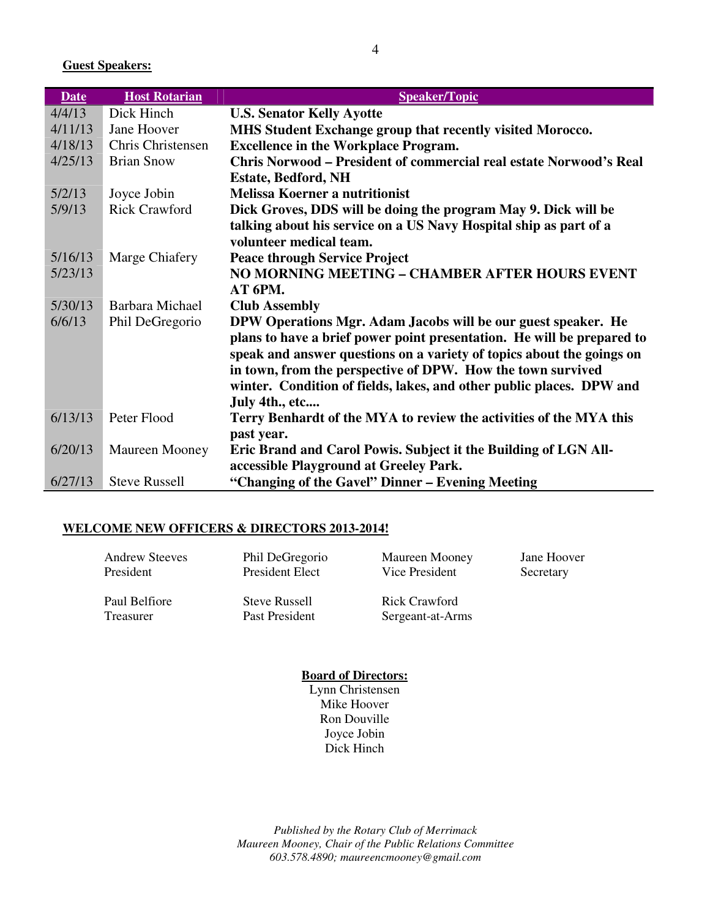**Guest Speakers:**

| Date | Host Rotarian | Speaker/Topic |
|---|---|---|
| 4/4/13 | Dick Hinch | **U.S. Senator Kelly Ayotte** |
| 4/11/13 | Jane Hoover | **MHS Student Exchange group that recently visited Morocco.** |
| 4/18/13 | Chris Christensen | **Excellence in the Workplace Program.** |
| 4/25/13 | Brian Snow | **Chris Norwood – President of commercial real estate Norwood's Real Estate, Bedford, NH** |
| 5/2/13 | Joyce Jobin | **Melissa Koerner a nutritionist** |
| 5/9/13 | Rick Crawford | **Dick Groves, DDS will be doing the program May 9. Dick will be talking about his service on a US Navy Hospital ship as part of a volunteer medical team.** |
| 5/16/13 | Marge Chiafery | **Peace through Service Project** |
| 5/23/13 | | **NO MORNING MEETING – CHAMBER AFTER HOURS EVENT AT 6PM.** |
| 5/30/13 | Barbara Michael | **Club Assembly** |
| 6/6/13 | Phil DeGregorio | **DPW Operations Mgr. Adam Jacobs will be our guest speaker. He plans to have a brief power point presentation. He will be prepared to speak and answer questions on a variety of topics about the goings on in town, from the perspective of DPW. How the town survived winter. Condition of fields, lakes, and other public places. DPW and July 4th., etc....** |
| 6/13/13 | Peter Flood | **Terry Benhardt of the MYA to review the activities of the MYA this past year.** |
| 6/20/13 | Maureen Mooney | **Eric Brand and Carol Powis. Subject it the Building of LGN All-accessible Playground at Greeley Park.** |
| 6/27/13 | Steve Russell | **"Changing of the Gavel" Dinner – Evening Meeting** |

**WELCOME NEW OFFICERS & DIRECTORS 2013-2014!**

Andrew Steeves
President

Phil DeGregorio
President Elect

Maureen Mooney
Vice President

Jane Hoover
Secretary

Paul Belfiore
Treasurer

Steve Russell
Past President

Rick Crawford
Sergeant-at-Arms

**Board of Directors:**

Lynn Christensen
Mike Hoover
Ron Douville
Joyce Jobin
Dick Hinch

*Published by the Rotary Club of Merrimack*
*Maureen Mooney, Chair of the Public Relations Committee*
*603.578.4890; maureencmooney@gmail.com*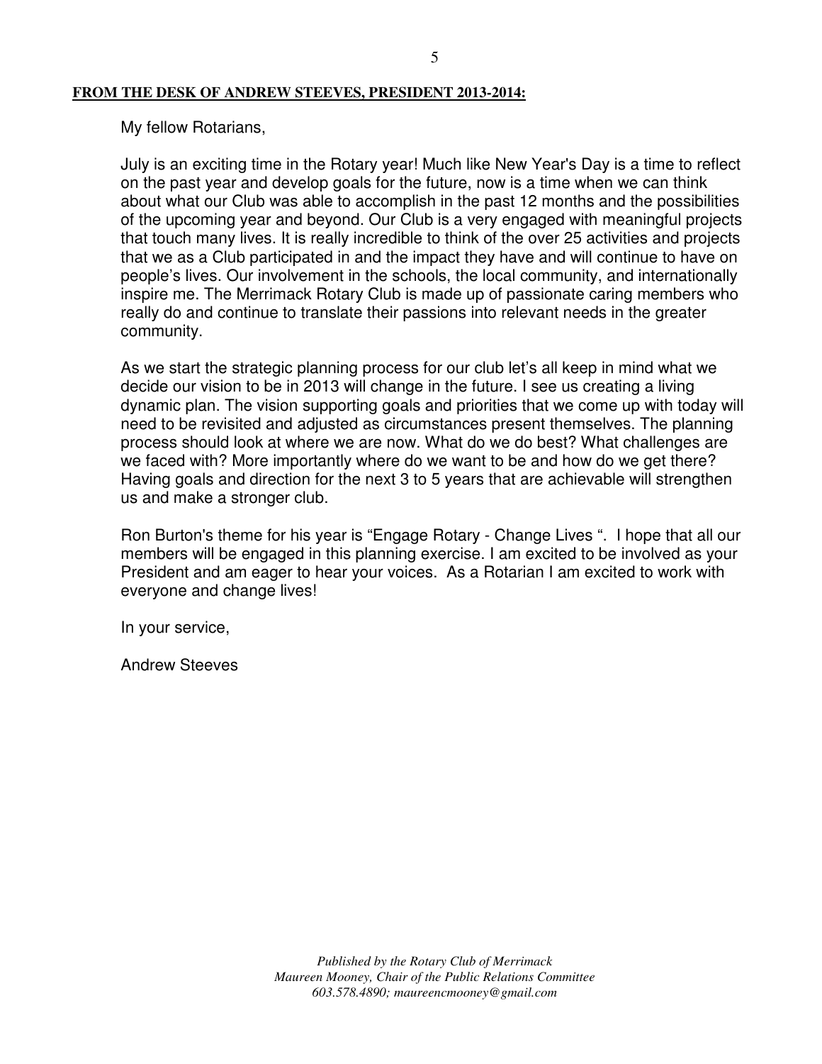**FROM THE DESK OF ANDREW STEEVES, PRESIDENT 2013-2014:**

My fellow Rotarians,

July is an exciting time in the Rotary year! Much like New Year's Day is a time to reflect on the past year and develop goals for the future, now is a time when we can think about what our Club was able to accomplish in the past 12 months and the possibilities of the upcoming year and beyond. Our Club is a very engaged with meaningful projects that touch many lives. It is really incredible to think of the over 25 activities and projects that we as a Club participated in and the impact they have and will continue to have on people's lives. Our involvement in the schools, the local community, and internationally inspire me. The Merrimack Rotary Club is made up of passionate caring members who really do and continue to translate their passions into relevant needs in the greater community.

As we start the strategic planning process for our club let's all keep in mind what we decide our vision to be in 2013 will change in the future. I see us creating a living dynamic plan. The vision supporting goals and priorities that we come up with today will need to be revisited and adjusted as circumstances present themselves. The planning process should look at where we are now. What do we do best? What challenges are we faced with? More importantly where do we want to be and how do we get there? Having goals and direction for the next 3 to 5 years that are achievable will strengthen us and make a stronger club.

Ron Burton's theme for his year is "Engage Rotary - Change Lives ". I hope that all our members will be engaged in this planning exercise. I am excited to be involved as your President and am eager to hear your voices. As a Rotarian I am excited to work with everyone and change lives!

In your service,

Andrew Steeves

*Published by the Rotary Club of Merrimack*
*Maureen Mooney, Chair of the Public Relations Committee*
*603.578.4890; maureencmooney@gmail.com*